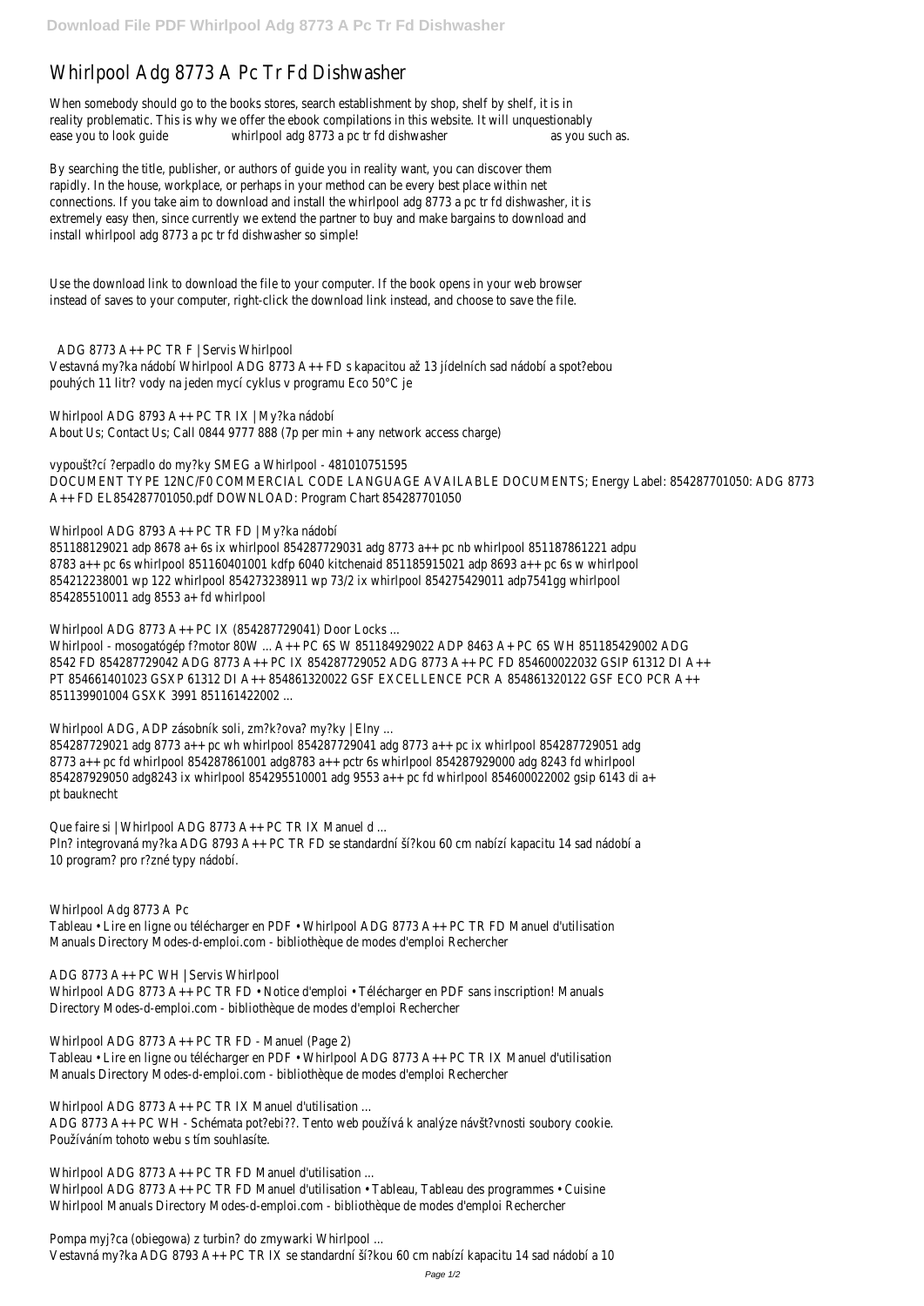# Whirlpool Adg 8773 A Pc Tr Fd Dishwasher

When somebody should go to the books stores, search establishment by shop, shelf by shelf, it is in reality problematic. This is why we offer the ebook compilations in this website. It will unquestionably ease you to look guide whirlpool adg 8773 a pc tr fd dishwasher as you such as.

By searching the title, publisher, or authors of guide you in reality want, you can discover them rapidly. In the house, workplace, or perhaps in your method can be every best place within net connections. If you take aim to download and install the whirlpool adg 8773 a pc tr fd dishwasher, it is extremely easy then, since currently we extend the partner to buy and make bargains to download and install whirlpool adg 8773 a pc tr fd dishwasher so simple!

Use the download link to download the file to your computer. If the book opens in your web browser instead of saves to your computer, right-click the download link instead, and choose to save the file.

ADG 8773 A++ PC TR F | Servis Whirlpool
Vestavná my?ka nádobí Whirlpool ADG 8773 A++ FD s kapacitou až 13 jídelních sad nádobí a spot?ebou pouhých 11 litr? vody na jeden mycí cyklus v programu Eco 50°C je

Whirlpool ADG 8793 A++ PC TR IX | My?ka nádobí
About Us; Contact Us; Call 0844 9777 888 (7p per min + any network access charge)

vypoušt?cí ?erpadlo do my?ky SMEG a Whirlpool - 481010751595
DOCUMENT TYPE 12NC/F0 COMMERCIAL CODE LANGUAGE AVAILABLE DOCUMENTS; Energy Label: 854287701050: ADG 8773 A++ FD EL854287701050.pdf DOWNLOAD: Program Chart 854287701050

Whirlpool ADG 8793 A++ PC TR FD | My?ka nádobí
851188129021 adp 8678 a+ 6s ix whirlpool 854287729031 adg 8773 a++ pc nb whirlpool 851187861221 adpu 8783 a++ pc 6s whirlpool 851160401001 kdfp 6040 kitchenaid 851185915021 adp 8693 a++ pc 6s w whirlpool 854212238001 wp 122 whirlpool 854273238911 wp 73/2 ix whirlpool 854275429011 adp7541gg whirlpool 854285510011 adg 8553 a+ fd whirlpool

Whirlpool ADG 8773 A++ PC IX (854287729041) Door Locks ...
Whirlpool - mosogatógép f?motor 80W ... A++ PC 6S W 851184929022 ADP 8463 A+ PC 6S WH 851185429002 ADG 8542 FD 854287729042 ADG 8773 A++ PC IX 854287729052 ADG 8773 A++ PC FD 854600022032 GSIP 61312 DI A++ PT 854661401023 GSXP 61312 DI A++ 854861320022 GSF EXCELLENCE PCR A 854861320122 GSF ECO PCR A++ 851139901004 GSXK 3991 851161422002 ...

Whirlpool ADG, ADP zásobník soli, zm?k?ova? my?ky | Elny ...
854287729021 adg 8773 a++ pc wh whirlpool 854287729041 adg 8773 a++ pc ix whirlpool 854287729051 adg 8773 a++ pc fd whirlpool 854287861001 adg8783 a++ pctr 6s whirlpool 854287929000 adg 8243 fd whirlpool 854287929050 adg8243 ix whirlpool 854295510001 adg 9553 a++ pc fd whirlpool 854600022002 gsip 6143 di a+ pt bauknecht

Que faire si | Whirlpool ADG 8773 A++ PC TR IX Manuel d ...
Pln? integrovaná my?ka ADG 8793 A++ PC TR FD se standardní ší?kou 60 cm nabízí kapacitu 14 sad nádobí a 10 program? pro r?zné typy nádobí.

Whirlpool Adg 8773 A Pc
Tableau • Lire en ligne ou télécharger en PDF • Whirlpool ADG 8773 A++ PC TR FD Manuel d'utilisation Manuals Directory Modes-d-emploi.com - bibliothèque de modes d'emploi Rechercher

ADG 8773 A++ PC WH | Servis Whirlpool
Whirlpool ADG 8773 A++ PC TR FD • Notice d'emploi • Télécharger en PDF sans inscription! Manuals Directory Modes-d-emploi.com - bibliothèque de modes d'emploi Rechercher

Whirlpool ADG 8773 A++ PC TR FD - Manuel (Page 2)
Tableau • Lire en ligne ou télécharger en PDF • Whirlpool ADG 8773 A++ PC TR IX Manuel d'utilisation Manuals Directory Modes-d-emploi.com - bibliothèque de modes d'emploi Rechercher

Whirlpool ADG 8773 A++ PC TR IX Manuel d'utilisation ...
ADG 8773 A++ PC WH - Schémata pot?ebi??. Tento web používá k analýze návšt?vnosti soubory cookie. Používáním tohoto webu s tím souhlasíte.

Whirlpool ADG 8773 A++ PC TR FD Manuel d'utilisation ...
Whirlpool ADG 8773 A++ PC TR FD Manuel d'utilisation • Tableau, Tableau des programmes • Cuisine Whirlpool Manuals Directory Modes-d-emploi.com - bibliothèque de modes d'emploi Rechercher

Pompa myj?ca (obiegowa) z turbin? do zmywarki Whirlpool ...
Vestavná my?ka ADG 8793 A++ PC TR IX se standardní ší?kou 60 cm nabízí kapacitu 14 sad nádobí a 10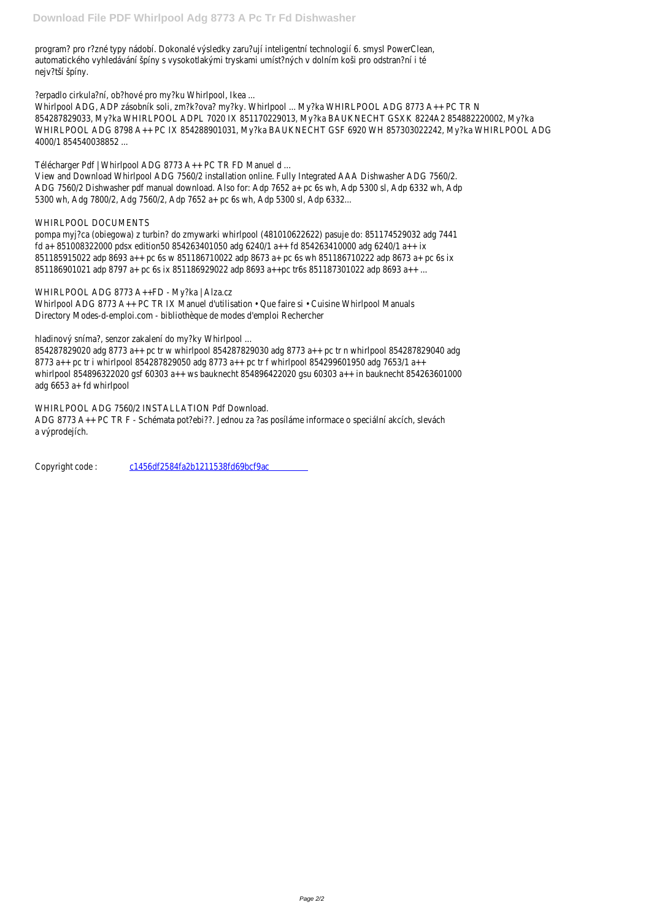program? pro r?zné typy nádobí. Dokonalé výsledky zaru?ují inteligentní technologií 6. smysl PowerClean, automatického vyhledávání špíny s vysokotlakými tryskami umíst?ných v dolním koši pro odstran?ní i té nejv?tší špíny.

?erpadlo cirkula?ní, ob?hové pro my?ku Whirlpool, Ikea ...

Whirlpool ADG, ADP zásobník soli, zm?k?ova? my?ky. Whirlpool ... My?ka WHIRLPOOL ADG 8773 A++ PC TR N 854287829033, My?ka WHIRLPOOL ADPL 7020 IX 851170229013, My?ka BAUKNECHT GSXK 8224A2 854882220002, My?ka WHIRLPOOL ADG 8798 A++ PC IX 854288901031, My?ka BAUKNECHT GSF 6920 WH 857303022242, My?ka WHIRLPOOL ADG 4000/1 854540038852 ...

Télécharger Pdf | Whirlpool ADG 8773 A++ PC TR FD Manuel d ...

View and Download Whirlpool ADG 7560/2 installation online. Fully Integrated AAA Dishwasher ADG 7560/2. ADG 7560/2 Dishwasher pdf manual download. Also for: Adp 7652 a+ pc 6s wh, Adp 5300 sl, Adp 6332 wh, Adp 5300 wh, Adg 7800/2, Adg 7560/2, Adp 7652 a+ pc 6s wh, Adp 5300 sl, Adp 6332...

WHIRLPOOL DOCUMENTS

pompa myj?ca (obiegowa) z turbin? do zmywarki whirlpool (481010622622) pasuje do: 851174529032 adg 7441 fd a+ 851008322000 pdsx edition50 854263401050 adg 6240/1 a++ fd 854263410000 adg 6240/1 a++ ix 851185915022 adp 8693 a++ pc 6s w 851186710022 adp 8673 a+ pc 6s wh 851186710222 adp 8673 a+ pc 6s ix 851186901021 adp 8797 a+ pc 6s ix 851186929022 adp 8693 a++pc tr6s 851187301022 adp 8693 a++ ...

WHIRLPOOL ADG 8773 A++FD - My?ka | Alza.cz

Whirlpool ADG 8773 A++ PC TR IX Manuel d'utilisation • Que faire si • Cuisine Whirlpool Manuals Directory Modes-d-emploi.com - bibliothèque de modes d'emploi Rechercher

hladinový sníma?, senzor zakalení do my?ky Whirlpool ...

854287829020 adg 8773 a++ pc tr w whirlpool 854287829030 adg 8773 a++ pc tr n whirlpool 854287829040 adg 8773 a++ pc tr i whirlpool 854287829050 adg 8773 a++ pc tr f whirlpool 854299601950 adg 7653/1 a++ whirlpool 854896322020 gsf 60303 a++ ws bauknecht 854896422020 gsu 60303 a++ in bauknecht 854263601000 adg 6653 a+ fd whirlpool

WHIRLPOOL ADG 7560/2 INSTALLATION Pdf Download.

ADG 8773 A++ PC TR F - Schémata pot?ebi??. Jednou za ?as posíláme informace o speciální akcích, slevách a výprodejích.

Copyright code : c1456df2584fa2b1211538fd69bcf9ac